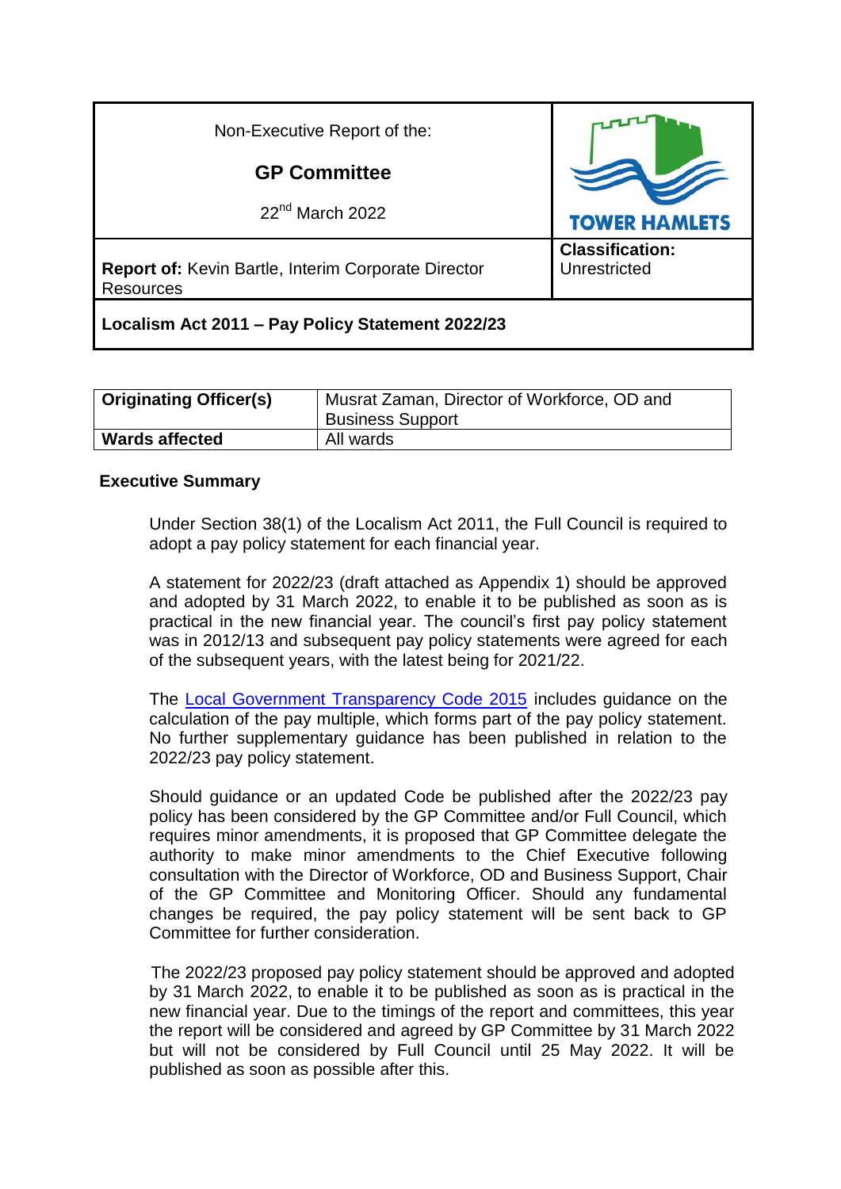| Non-Executive Report of the: **GP Committee** 22nd March 2022 | TOWER HAMLETS |
|---|---|
| **Report of:** Kevin Bartle, Interim Corporate Director Resources | **Classification:** Unrestricted |
| **Localism Act 2011 – Pay Policy Statement 2022/23** | |

| **Originating Officer(s)** | Musrat Zaman, Director of Workforce, OD and Business Support |
|---|---|
| **Wards affected** | All wards |

## Executive Summary

Under Section 38(1) of the Localism Act 2011, the Full Council is required to adopt a pay policy statement for each financial year.

A statement for 2022/23 (draft attached as Appendix 1) should be approved and adopted by 31 March 2022, to enable it to be published as soon as is practical in the new financial year. The council's first pay policy statement was in 2012/13 and subsequent pay policy statements were agreed for each of the subsequent years, with the latest being for 2021/22.

The Local Government Transparency Code 2015 includes guidance on the calculation of the pay multiple, which forms part of the pay policy statement. No further supplementary guidance has been published in relation to the 2022/23 pay policy statement.

Should guidance or an updated Code be published after the 2022/23 pay policy has been considered by the GP Committee and/or Full Council, which requires minor amendments, it is proposed that GP Committee delegate the authority to make minor amendments to the Chief Executive following consultation with the Director of Workforce, OD and Business Support, Chair of the GP Committee and Monitoring Officer. Should any fundamental changes be required, the pay policy statement will be sent back to GP Committee for further consideration.

The 2022/23 proposed pay policy statement should be approved and adopted by 31 March 2022, to enable it to be published as soon as is practical in the new financial year. Due to the timings of the report and committees, this year the report will be considered and agreed by GP Committee by 31 March 2022 but will not be considered by Full Council until 25 May 2022. It will be published as soon as possible after this.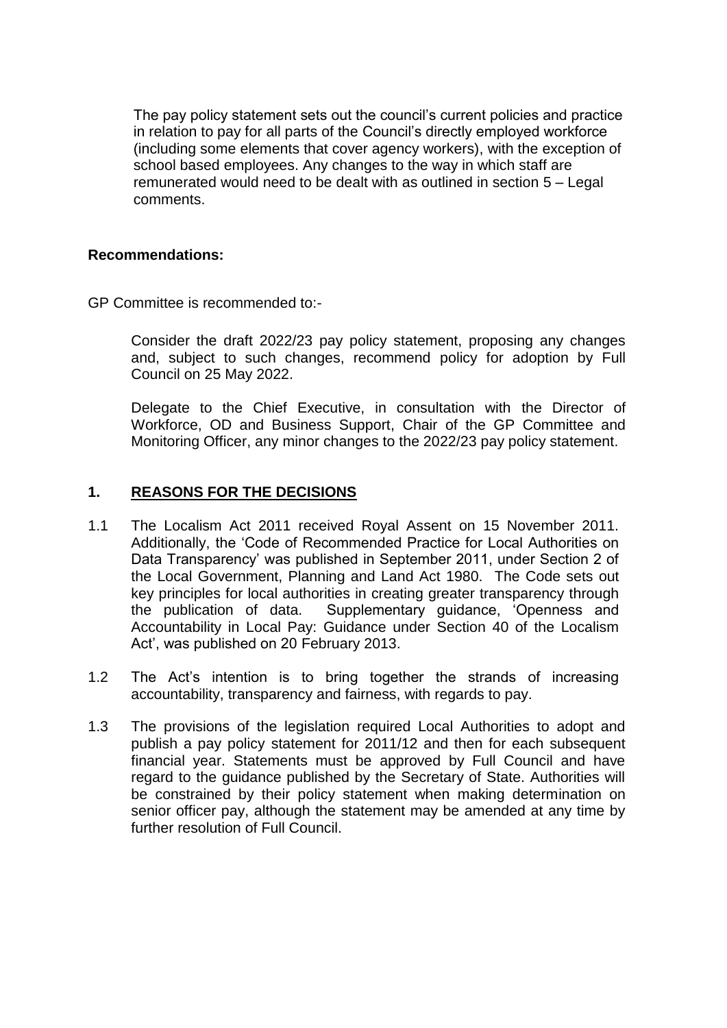The pay policy statement sets out the council's current policies and practice in relation to pay for all parts of the Council's directly employed workforce (including some elements that cover agency workers), with the exception of school based employees. Any changes to the way in which staff are remunerated would need to be dealt with as outlined in section 5 – Legal comments.

**Recommendations:**

GP Committee is recommended to:-

Consider the draft 2022/23 pay policy statement, proposing any changes and, subject to such changes, recommend policy for adoption by Full Council on 25 May 2022.

Delegate to the Chief Executive, in consultation with the Director of Workforce, OD and Business Support, Chair of the GP Committee and Monitoring Officer, any minor changes to the 2022/23 pay policy statement.

## 1. REASONS FOR THE DECISIONS

1.1 The Localism Act 2011 received Royal Assent on 15 November 2011. Additionally, the 'Code of Recommended Practice for Local Authorities on Data Transparency' was published in September 2011, under Section 2 of the Local Government, Planning and Land Act 1980. The Code sets out key principles for local authorities in creating greater transparency through the publication of data. Supplementary guidance, 'Openness and Accountability in Local Pay: Guidance under Section 40 of the Localism Act', was published on 20 February 2013.

1.2 The Act's intention is to bring together the strands of increasing accountability, transparency and fairness, with regards to pay.

1.3 The provisions of the legislation required Local Authorities to adopt and publish a pay policy statement for 2011/12 and then for each subsequent financial year. Statements must be approved by Full Council and have regard to the guidance published by the Secretary of State. Authorities will be constrained by their policy statement when making determination on senior officer pay, although the statement may be amended at any time by further resolution of Full Council.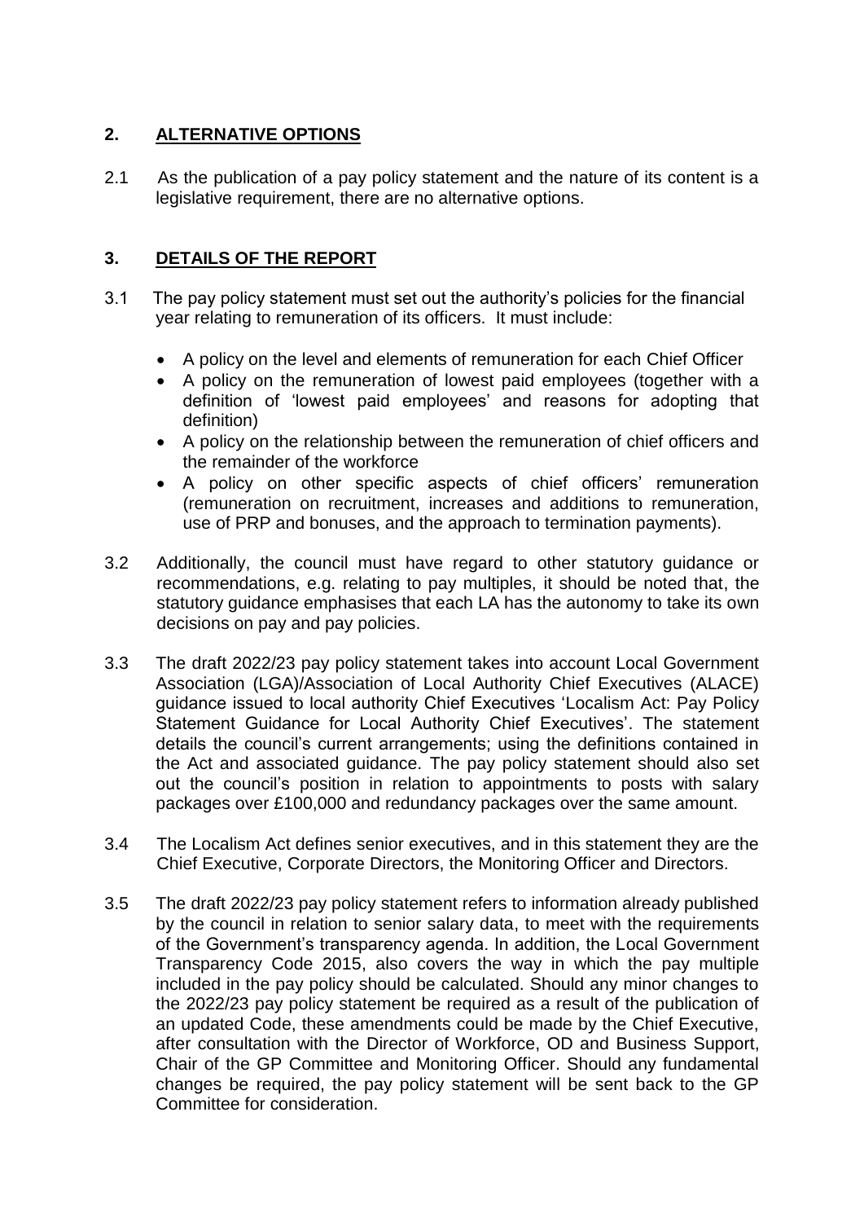## 2. ALTERNATIVE OPTIONS

2.1 As the publication of a pay policy statement and the nature of its content is a legislative requirement, there are no alternative options.

## 3. DETAILS OF THE REPORT

3.1 The pay policy statement must set out the authority's policies for the financial year relating to remuneration of its officers. It must include:

- A policy on the level and elements of remuneration for each Chief Officer
- A policy on the remuneration of lowest paid employees (together with a definition of 'lowest paid employees' and reasons for adopting that definition)
- A policy on the relationship between the remuneration of chief officers and the remainder of the workforce
- A policy on other specific aspects of chief officers' remuneration (remuneration on recruitment, increases and additions to remuneration, use of PRP and bonuses, and the approach to termination payments).

3.2 Additionally, the council must have regard to other statutory guidance or recommendations, e.g. relating to pay multiples, it should be noted that, the statutory guidance emphasises that each LA has the autonomy to take its own decisions on pay and pay policies.

3.3 The draft 2022/23 pay policy statement takes into account Local Government Association (LGA)/Association of Local Authority Chief Executives (ALACE) guidance issued to local authority Chief Executives 'Localism Act: Pay Policy Statement Guidance for Local Authority Chief Executives'. The statement details the council's current arrangements; using the definitions contained in the Act and associated guidance. The pay policy statement should also set out the council's position in relation to appointments to posts with salary packages over £100,000 and redundancy packages over the same amount.

3.4 The Localism Act defines senior executives, and in this statement they are the Chief Executive, Corporate Directors, the Monitoring Officer and Directors.

3.5 The draft 2022/23 pay policy statement refers to information already published by the council in relation to senior salary data, to meet with the requirements of the Government's transparency agenda. In addition, the Local Government Transparency Code 2015, also covers the way in which the pay multiple included in the pay policy should be calculated. Should any minor changes to the 2022/23 pay policy statement be required as a result of the publication of an updated Code, these amendments could be made by the Chief Executive, after consultation with the Director of Workforce, OD and Business Support, Chair of the GP Committee and Monitoring Officer. Should any fundamental changes be required, the pay policy statement will be sent back to the GP Committee for consideration.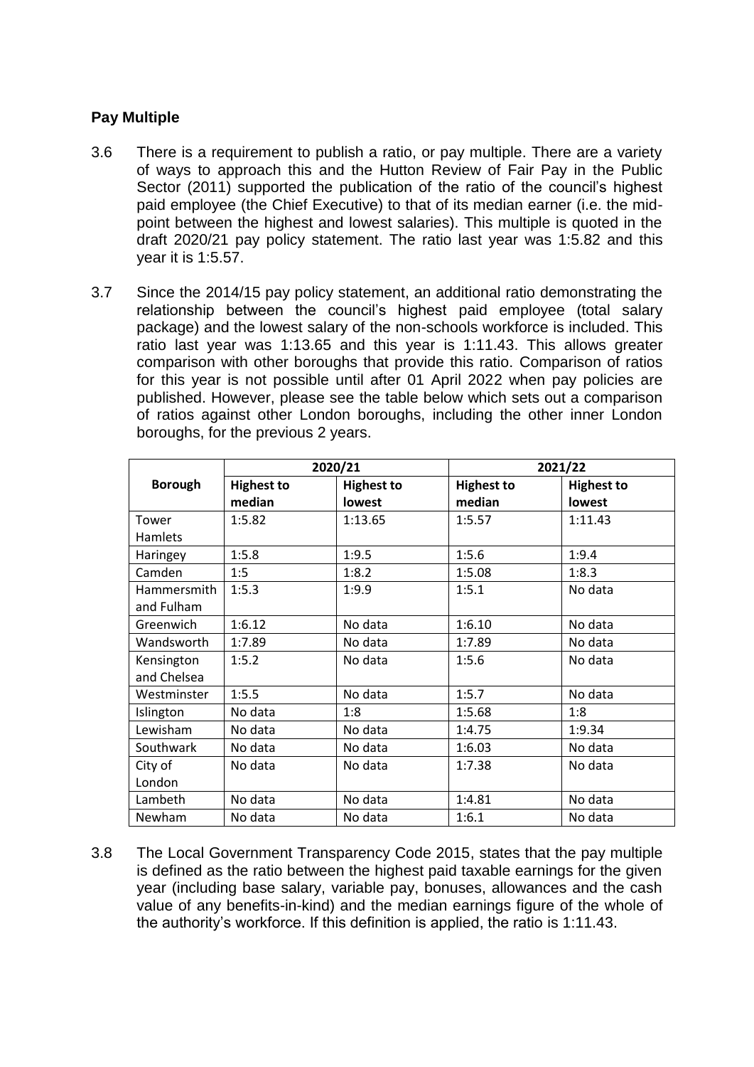**Pay Multiple**

3.6 There is a requirement to publish a ratio, or pay multiple. There are a variety of ways to approach this and the Hutton Review of Fair Pay in the Public Sector (2011) supported the publication of the ratio of the council's highest paid employee (the Chief Executive) to that of its median earner (i.e. the mid-point between the highest and lowest salaries). This multiple is quoted in the draft 2020/21 pay policy statement. The ratio last year was 1:5.82 and this year it is 1:5.57.

3.7 Since the 2014/15 pay policy statement, an additional ratio demonstrating the relationship between the council's highest paid employee (total salary package) and the lowest salary of the non-schools workforce is included. This ratio last year was 1:13.65 and this year is 1:11.43. This allows greater comparison with other boroughs that provide this ratio. Comparison of ratios for this year is not possible until after 01 April 2022 when pay policies are published. However, please see the table below which sets out a comparison of ratios against other London boroughs, including the other inner London boroughs, for the previous 2 years.

| Borough | 2020/21 | | 2021/22 | |
|---|---|---|---|---|
| | **Highest to median** | **Highest to lowest** | **Highest to median** | **Highest to lowest** |
| Tower Hamlets | 1:5.82 | 1:13.65 | 1:5.57 | 1:11.43 |
| Haringey | 1:5.8 | 1:9.5 | 1:5.6 | 1:9.4 |
| Camden | 1:5 | 1:8.2 | 1:5.08 | 1:8.3 |
| Hammersmith and Fulham | 1:5.3 | 1:9.9 | 1:5.1 | No data |
| Greenwich | 1:6.12 | No data | 1:6.10 | No data |
| Wandsworth | 1:7.89 | No data | 1:7.89 | No data |
| Kensington and Chelsea | 1:5.2 | No data | 1:5.6 | No data |
| Westminster | 1:5.5 | No data | 1:5.7 | No data |
| Islington | No data | 1:8 | 1:5.68 | 1:8 |
| Lewisham | No data | No data | 1:4.75 | 1:9.34 |
| Southwark | No data | No data | 1:6.03 | No data |
| City of London | No data | No data | 1:7.38 | No data |
| Lambeth | No data | No data | 1:4.81 | No data |
| Newham | No data | No data | 1:6.1 | No data |

3.8 The Local Government Transparency Code 2015, states that the pay multiple is defined as the ratio between the highest paid taxable earnings for the given year (including base salary, variable pay, bonuses, allowances and the cash value of any benefits-in-kind) and the median earnings figure of the whole of the authority's workforce. If this definition is applied, the ratio is 1:11.43.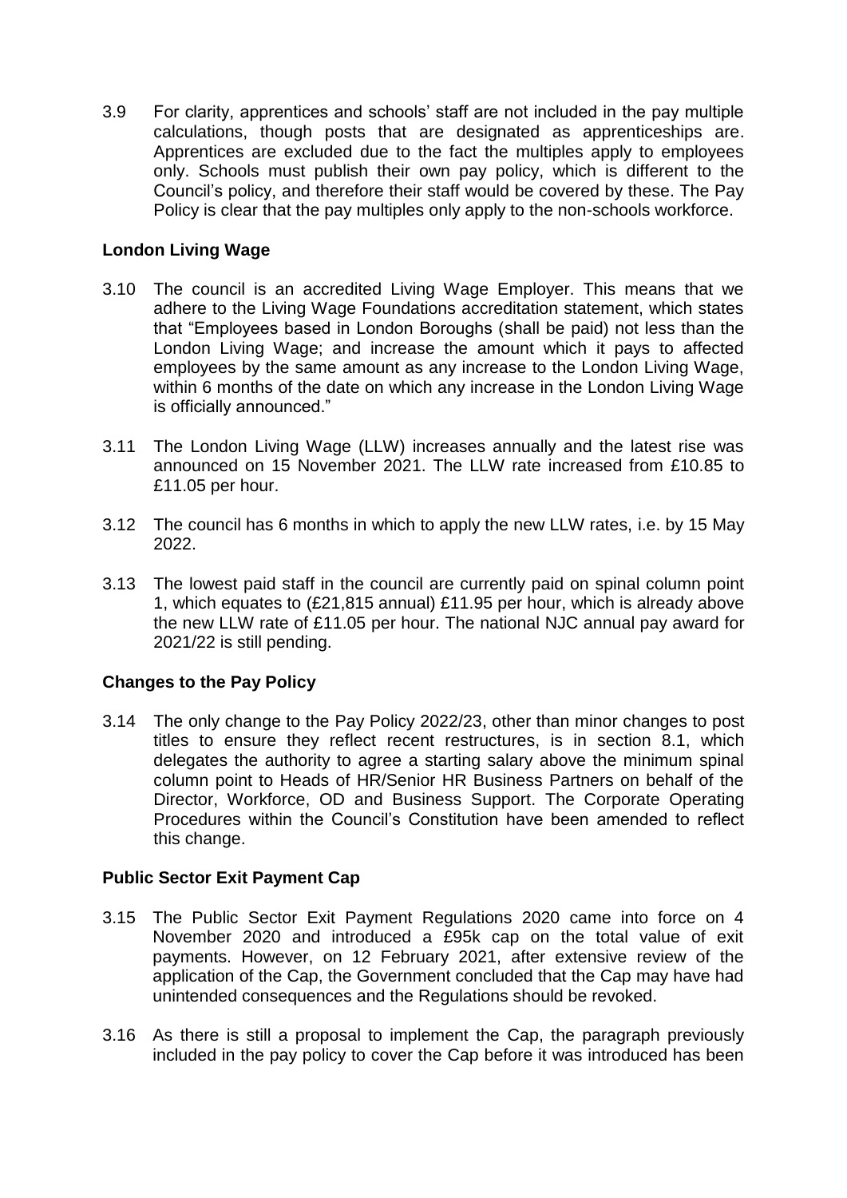3.9 For clarity, apprentices and schools' staff are not included in the pay multiple calculations, though posts that are designated as apprenticeships are. Apprentices are excluded due to the fact the multiples apply to employees only. Schools must publish their own pay policy, which is different to the Council's policy, and therefore their staff would be covered by these. The Pay Policy is clear that the pay multiples only apply to the non-schools workforce.

**London Living Wage**

3.10 The council is an accredited Living Wage Employer. This means that we adhere to the Living Wage Foundations accreditation statement, which states that "Employees based in London Boroughs (shall be paid) not less than the London Living Wage; and increase the amount which it pays to affected employees by the same amount as any increase to the London Living Wage, within 6 months of the date on which any increase in the London Living Wage is officially announced."

3.11 The London Living Wage (LLW) increases annually and the latest rise was announced on 15 November 2021. The LLW rate increased from £10.85 to £11.05 per hour.

3.12 The council has 6 months in which to apply the new LLW rates, i.e. by 15 May 2022.

3.13 The lowest paid staff in the council are currently paid on spinal column point 1, which equates to (£21,815 annual) £11.95 per hour, which is already above the new LLW rate of £11.05 per hour. The national NJC annual pay award for 2021/22 is still pending.

**Changes to the Pay Policy**

3.14 The only change to the Pay Policy 2022/23, other than minor changes to post titles to ensure they reflect recent restructures, is in section 8.1, which delegates the authority to agree a starting salary above the minimum spinal column point to Heads of HR/Senior HR Business Partners on behalf of the Director, Workforce, OD and Business Support. The Corporate Operating Procedures within the Council's Constitution have been amended to reflect this change.

**Public Sector Exit Payment Cap**

3.15 The Public Sector Exit Payment Regulations 2020 came into force on 4 November 2020 and introduced a £95k cap on the total value of exit payments. However, on 12 February 2021, after extensive review of the application of the Cap, the Government concluded that the Cap may have had unintended consequences and the Regulations should be revoked.

3.16 As there is still a proposal to implement the Cap, the paragraph previously included in the pay policy to cover the Cap before it was introduced has been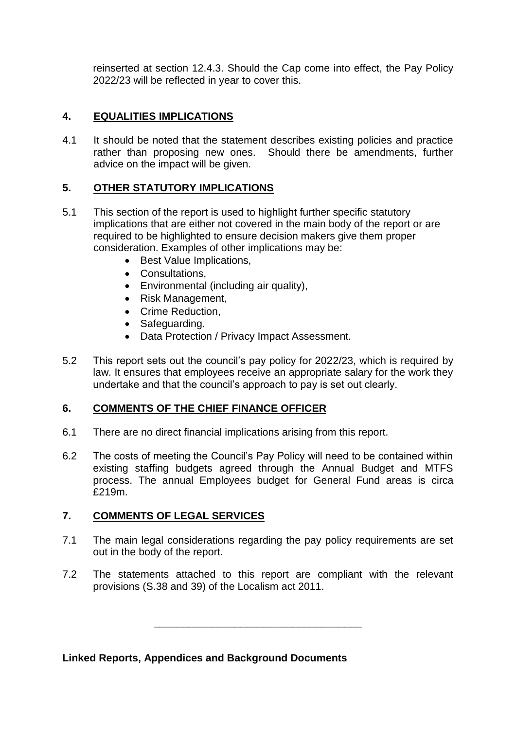reinserted at section 12.4.3. Should the Cap come into effect, the Pay Policy 2022/23 will be reflected in year to cover this.

## 4. EQUALITIES IMPLICATIONS

4.1 It should be noted that the statement describes existing policies and practice rather than proposing new ones. Should there be amendments, further advice on the impact will be given.

## 5. OTHER STATUTORY IMPLICATIONS

5.1 This section of the report is used to highlight further specific statutory implications that are either not covered in the main body of the report or are required to be highlighted to ensure decision makers give them proper consideration. Examples of other implications may be:

- Best Value Implications,
- Consultations,
- Environmental (including air quality),
- Risk Management,
- Crime Reduction,
- Safeguarding.
- Data Protection / Privacy Impact Assessment.

5.2 This report sets out the council's pay policy for 2022/23, which is required by law. It ensures that employees receive an appropriate salary for the work they undertake and that the council's approach to pay is set out clearly.

## 6. COMMENTS OF THE CHIEF FINANCE OFFICER

6.1 There are no direct financial implications arising from this report.

6.2 The costs of meeting the Council's Pay Policy will need to be contained within existing staffing budgets agreed through the Annual Budget and MTFS process. The annual Employees budget for General Fund areas is circa £219m.

## 7. COMMENTS OF LEGAL SERVICES

7.1 The main legal considerations regarding the pay policy requirements are set out in the body of the report.

7.2 The statements attached to this report are compliant with the relevant provisions (S.38 and 39) of the Localism act 2011.

---

**Linked Reports, Appendices and Background Documents**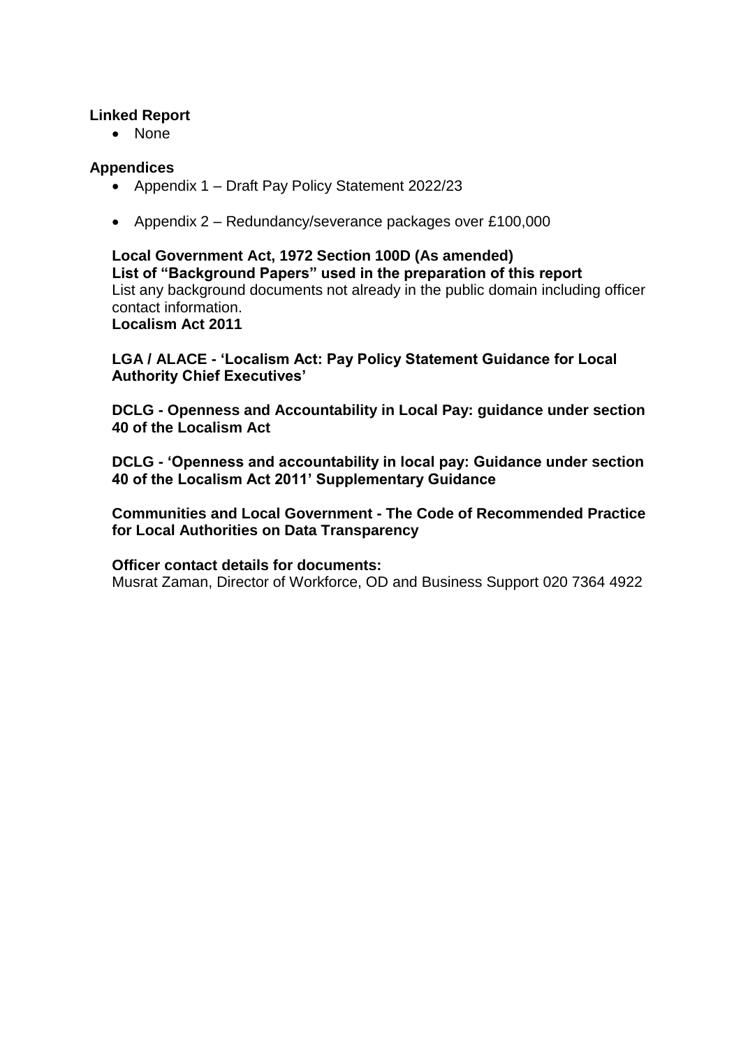**Linked Report**

- None

**Appendices**

- Appendix 1 – Draft Pay Policy Statement 2022/23
- Appendix 2 – Redundancy/severance packages over £100,000

**Local Government Act, 1972 Section 100D (As amended)**
**List of "Background Papers" used in the preparation of this report**
List any background documents not already in the public domain including officer contact information.
**Localism Act 2011**

**LGA / ALACE - 'Localism Act: Pay Policy Statement Guidance for Local Authority Chief Executives'**

**DCLG - Openness and Accountability in Local Pay: guidance under section 40 of the Localism Act**

**DCLG - 'Openness and accountability in local pay: Guidance under section 40 of the Localism Act 2011' Supplementary Guidance**

**Communities and Local Government - The Code of Recommended Practice for Local Authorities on Data Transparency**

**Officer contact details for documents:**
Musrat Zaman, Director of Workforce, OD and Business Support 020 7364 4922